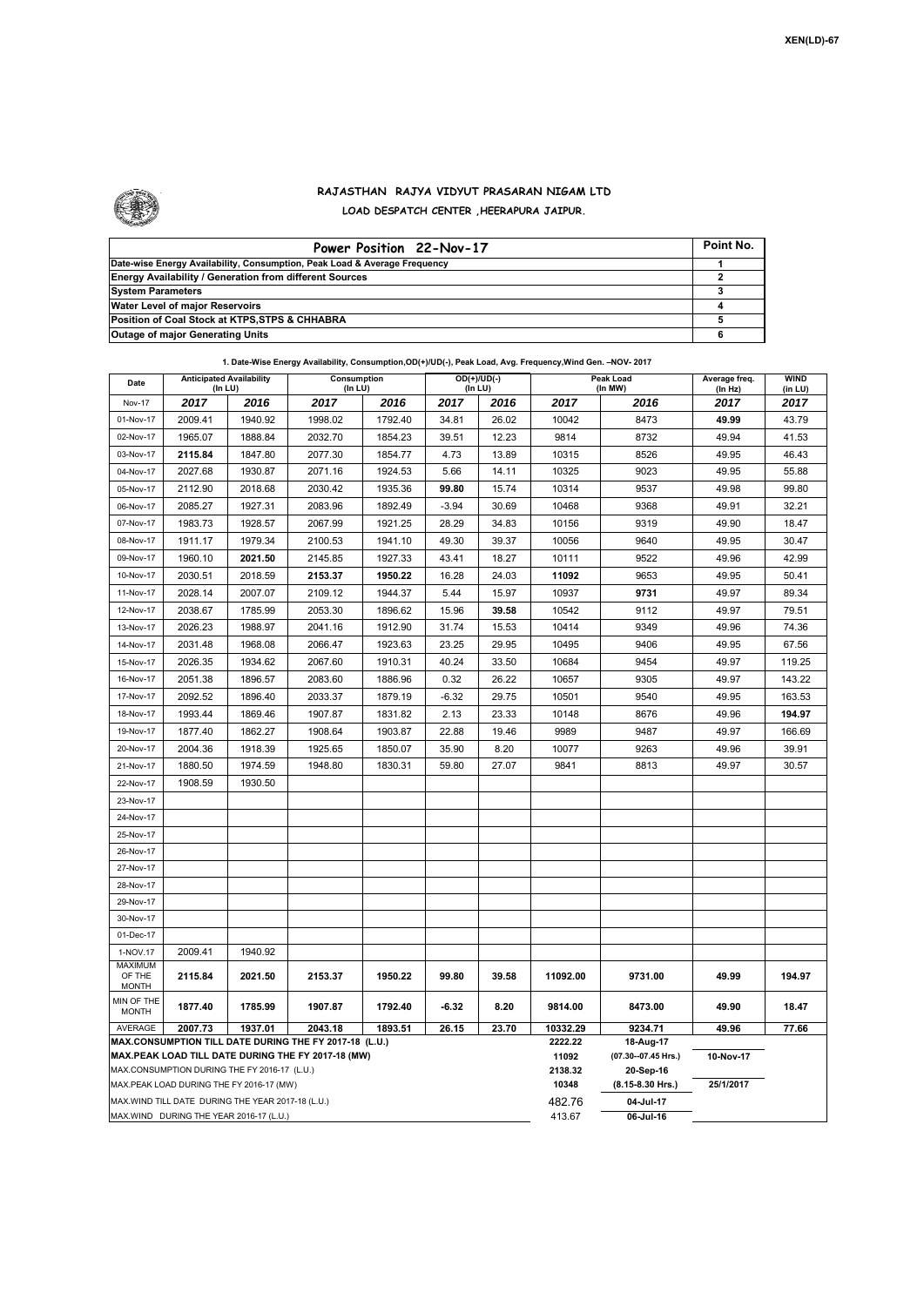XEN(LD)-67

# RAJASTHAN RAJYA VIDYUT PRASARAN NIGAM LTD

## LOAD DESPATCH CENTER ,HEERAPURA JAIPUR.

| Power Position 22-Nov-17 | Point No. |
|---|---|
| Date-wise Energy Availability, Consumption, Peak Load & Average Frequency | 1 |
| Energy Availability / Generation from different Sources | 2 |
| System Parameters | 3 |
| Water Level of major Reservoirs | 4 |
| Position of Coal Stock at KTPS,STPS & CHHABRA | 5 |
| Outage of major Generating Units | 6 |

**1. Date-Wise Energy Availability, Consumption,OD(+)/UD(-), Peak Load, Avg. Frequency,Wind Gen. –NOV- 2017**

| Date | Anticipated Availability (In LU) | | Consumption (In LU) | | OD(+)/UD(-) (In LU) | | Peak Load (In MW) | | Average freq. (In Hz) | WIND (in LU) |
|---|---|---|---|---|---|---|---|---|---|---|
| Nov-17 | 2017 | 2016 | 2017 | 2016 | 2017 | 2016 | 2017 | 2016 | 2017 | 2017 |
| 01-Nov-17 | 2009.41 | 1940.92 | 1998.02 | 1792.40 | 34.81 | 26.02 | 10042 | 8473 | **49.99** | 43.79 |
| 02-Nov-17 | 1965.07 | 1888.84 | 2032.70 | 1854.23 | 39.51 | 12.23 | 9814 | 8732 | 49.94 | 41.53 |
| 03-Nov-17 | **2115.84** | 1847.80 | 2077.30 | 1854.77 | 4.73 | 13.89 | 10315 | 8526 | 49.95 | 46.43 |
| 04-Nov-17 | 2027.68 | 1930.87 | 2071.16 | 1924.53 | 5.66 | 14.11 | 10325 | 9023 | 49.95 | 55.88 |
| 05-Nov-17 | 2112.90 | 2018.68 | 2030.42 | 1935.36 | **99.80** | 15.74 | 10314 | 9537 | 49.98 | 99.80 |
| 06-Nov-17 | 2085.27 | 1927.31 | 2083.96 | 1892.49 | -3.94 | 30.69 | 10468 | 9368 | 49.91 | 32.21 |
| 07-Nov-17 | 1983.73 | 1928.57 | 2067.99 | 1921.25 | 28.29 | 34.83 | 10156 | 9319 | 49.90 | 18.47 |
| 08-Nov-17 | 1911.17 | 1979.34 | 2100.53 | 1941.10 | 49.30 | 39.37 | 10056 | 9640 | 49.95 | 30.47 |
| 09-Nov-17 | 1960.10 | **2021.50** | 2145.85 | 1927.33 | 43.41 | 18.27 | 10111 | 9522 | 49.96 | 42.99 |
| 10-Nov-17 | 2030.51 | 2018.59 | **2153.37** | **1950.22** | 16.28 | 24.03 | **11092** | 9653 | 49.95 | 50.41 |
| 11-Nov-17 | 2028.14 | 2007.07 | 2109.12 | 1944.37 | 5.44 | 15.97 | 10937 | **9731** | 49.97 | 89.34 |
| 12-Nov-17 | 2038.67 | 1785.99 | 2053.30 | 1896.62 | 15.96 | **39.58** | 10542 | 9112 | 49.97 | 79.51 |
| 13-Nov-17 | 2026.23 | 1988.97 | 2041.16 | 1912.90 | 31.74 | 15.53 | 10414 | 9349 | 49.96 | 74.36 |
| 14-Nov-17 | 2031.48 | 1968.08 | 2066.47 | 1923.63 | 23.25 | 29.95 | 10495 | 9406 | 49.95 | 67.56 |
| 15-Nov-17 | 2026.35 | 1934.62 | 2067.60 | 1910.31 | 40.24 | 33.50 | 10684 | 9454 | 49.97 | 119.25 |
| 16-Nov-17 | 2051.38 | 1896.57 | 2083.60 | 1886.96 | 0.32 | 26.22 | 10657 | 9305 | 49.97 | 143.22 |
| 17-Nov-17 | 2092.52 | 1896.40 | 2033.37 | 1879.19 | -6.32 | 29.75 | 10501 | 9540 | 49.95 | 163.53 |
| 18-Nov-17 | 1993.44 | 1869.46 | 1907.87 | 1831.82 | 2.13 | 23.33 | 10148 | 8676 | 49.96 | **194.97** |
| 19-Nov-17 | 1877.40 | 1862.27 | 1908.64 | 1903.87 | 22.88 | 19.46 | 9989 | 9487 | 49.97 | 166.69 |
| 20-Nov-17 | 2004.36 | 1918.39 | 1925.65 | 1850.07 | 35.90 | 8.20 | 10077 | 9263 | 49.96 | 39.91 |
| 21-Nov-17 | 1880.50 | 1974.59 | 1948.80 | 1830.31 | 59.80 | 27.07 | 9841 | 8813 | 49.97 | 30.57 |
| 22-Nov-17 | 1908.59 | 1930.50 | | | | | | | | |
| 23-Nov-17 | | | | | | | | | | |
| 24-Nov-17 | | | | | | | | | | |
| 25-Nov-17 | | | | | | | | | | |
| 26-Nov-17 | | | | | | | | | | |
| 27-Nov-17 | | | | | | | | | | |
| 28-Nov-17 | | | | | | | | | | |
| 29-Nov-17 | | | | | | | | | | |
| 30-Nov-17 | | | | | | | | | | |
| 01-Dec-17 | | | | | | | | | | |
| 1-NOV.17 | 2009.41 | 1940.92 | | | | | | | | |
| MAXIMUM OF THE MONTH | **2115.84** | **2021.50** | **2153.37** | **1950.22** | **99.80** | **39.58** | **11092.00** | **9731.00** | **49.99** | **194.97** |
| MIN OF THE MONTH | **1877.40** | **1785.99** | **1907.87** | **1792.40** | **-6.32** | **8.20** | **9814.00** | **8473.00** | **49.90** | **18.47** |
| AVERAGE | **2007.73** | **1937.01** | **2043.18** | **1893.51** | **26.15** | **23.70** | **10332.29** | **9234.71** | **49.96** | **77.66** |
| **MAX.CONSUMPTION TILL DATE DURING THE FY 2017-18 (L.U.)** | | | | | | | 2222.22 | 18-Aug-17 | | |
| **MAX.PEAK LOAD TILL DATE DURING THE FY 2017-18 (MW)** | | | | | | | 11092 | (07.30--07.45 Hrs.) | 10-Nov-17 | |
| MAX.CONSUMPTION DURING THE FY 2016-17 (L.U.) | | | | | | | 2138.32 | 20-Sep-16 | | |
| MAX.PEAK LOAD DURING THE FY 2016-17 (MW) | | | | | | | 10348 | (8.15-8.30 Hrs.) | 25/1/2017 | |
| MAX.WIND TILL DATE DURING THE YEAR 2017-18 (L.U.) | | | | | | | 482.76 | 04-Jul-17 | | |
| MAX.WIND DURING THE YEAR 2016-17 (L.U.) | | | | | | | 413.67 | 06-Jul-16 | | |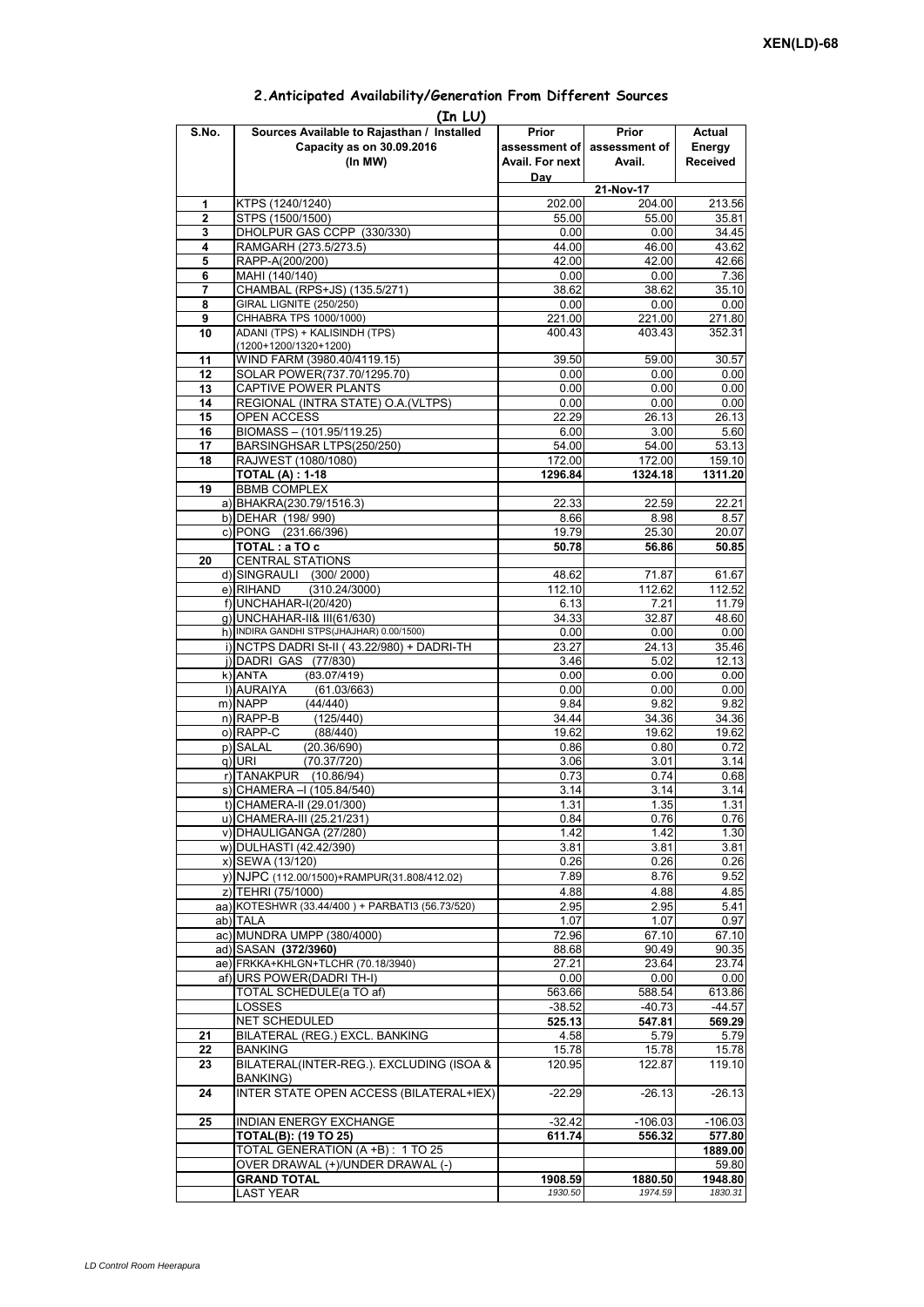## 2.Anticipated Availability/Generation From Different Sources

(In LU)

| S.No. | Sources Available to Rajasthan / Installed Capacity as on 30.09.2016 (In MW) | Prior assessment of Avail. For next Day | Prior assessment of Avail. | Actual Energy Received |
|---|---|---|---|---|
| | | 21-Nov-17 | | |
| 1 | KTPS (1240/1240) | 202.00 | 204.00 | 213.56 |
| 2 | STPS (1500/1500) | 55.00 | 55.00 | 35.81 |
| 3 | DHOLPUR GAS CCPP (330/330) | 0.00 | 0.00 | 34.45 |
| 4 | RAMGARH (273.5/273.5) | 44.00 | 46.00 | 43.62 |
| 5 | RAPP-A(200/200) | 42.00 | 42.00 | 42.66 |
| 6 | MAHI (140/140) | 0.00 | 0.00 | 7.36 |
| 7 | CHAMBAL (RPS+JS) (135.5/271) | 38.62 | 38.62 | 35.10 |
| 8 | GIRAL LIGNITE (250/250) | 0.00 | 0.00 | 0.00 |
| 9 | CHHABRA TPS 1000/1000) | 221.00 | 221.00 | 271.80 |
| 10 | ADANI (TPS) + KALISINDH (TPS) (1200+1200/1320+1200) | 400.43 | 403.43 | 352.31 |
| 11 | WIND FARM (3980.40/4119.15) | 39.50 | 59.00 | 30.57 |
| 12 | SOLAR POWER(737.70/1295.70) | 0.00 | 0.00 | 0.00 |
| 13 | CAPTIVE POWER PLANTS | 0.00 | 0.00 | 0.00 |
| 14 | REGIONAL (INTRA STATE) O.A.(VLTPS) | 0.00 | 0.00 | 0.00 |
| 15 | OPEN ACCESS | 22.29 | 26.13 | 26.13 |
| 16 | BIOMASS – (101.95/119.25) | 6.00 | 3.00 | 5.60 |
| 17 | BARSINGHSAR LTPS(250/250) | 54.00 | 54.00 | 53.13 |
| 18 | RAJWEST (1080/1080) | 172.00 | 172.00 | 159.10 |
| | **TOTAL (A) : 1-18** | **1296.84** | **1324.18** | **1311.20** |
| 19 | BBMB COMPLEX | | | |
| | a) BHAKRA(230.79/1516.3) | 22.33 | 22.59 | 22.21 |
| | b) DEHAR (198/ 990) | 8.66 | 8.98 | 8.57 |
| | c) PONG (231.66/396) | 19.79 | 25.30 | 20.07 |
| | **TOTAL : a TO c** | **50.78** | **56.86** | **50.85** |
| 20 | CENTRAL STATIONS | | | |
| | d) SINGRAULI (300/ 2000) | 48.62 | 71.87 | 61.67 |
| | e) RIHAND (310.24/3000) | 112.10 | 112.62 | 112.52 |
| | f) UNCHAHAR-I(20/420) | 6.13 | 7.21 | 11.79 |
| | g) UNCHAHAR-II& III(61/630) | 34.33 | 32.87 | 48.60 |
| | h) INDIRA GANDHI STPS(JHAJHAR) 0.00/1500) | 0.00 | 0.00 | 0.00 |
| | i) NCTPS DADRI St-II ( 43.22/980) + DADRI-TH | 23.27 | 24.13 | 35.46 |
| | j) DADRI GAS (77/830) | 3.46 | 5.02 | 12.13 |
| | k) ANTA (83.07/419) | 0.00 | 0.00 | 0.00 |
| | l) AURAIYA (61.03/663) | 0.00 | 0.00 | 0.00 |
| | m) NAPP (44/440) | 9.84 | 9.82 | 9.82 |
| | n) RAPP-B (125/440) | 34.44 | 34.36 | 34.36 |
| | o) RAPP-C (88/440) | 19.62 | 19.62 | 19.62 |
| | p) SALAL (20.36/690) | 0.86 | 0.80 | 0.72 |
| | q) URI (70.37/720) | 3.06 | 3.01 | 3.14 |
| | r) TANAKPUR (10.86/94) | 0.73 | 0.74 | 0.68 |
| | s) CHAMERA –I (105.84/540) | 3.14 | 3.14 | 3.14 |
| | t) CHAMERA-II (29.01/300) | 1.31 | 1.35 | 1.31 |
| | u) CHAMERA-III (25.21/231) | 0.84 | 0.76 | 0.76 |
| | v) DHAULIGANGA (27/280) | 1.42 | 1.42 | 1.30 |
| | w) DULHASTI (42.42/390) | 3.81 | 3.81 | 3.81 |
| | x) SEWA (13/120) | 0.26 | 0.26 | 0.26 |
| | y) NJPC (112.00/1500)+RAMPUR(31.808/412.02) | 7.89 | 8.76 | 9.52 |
| | z) TEHRI (75/1000) | 4.88 | 4.88 | 4.85 |
| | aa) KOTESHWR (33.44/400 ) + PARBATI3 (56.73/520) | 2.95 | 2.95 | 5.41 |
| | ab) TALA | 1.07 | 1.07 | 0.97 |
| | ac) MUNDRA UMPP (380/4000) | 72.96 | 67.10 | 67.10 |
| | ad) SASAN **(372/3960)** | 88.68 | 90.49 | 90.35 |
| | ae) FRKKA+KHLGN+TLCHR (70.18/3940) | 27.21 | 23.64 | 23.74 |
| | af) URS POWER(DADRI TH-I) | 0.00 | 0.00 | 0.00 |
| | TOTAL SCHEDULE(a TO af) | 563.66 | 588.54 | 613.86 |
| | LOSSES | -38.52 | -40.73 | -44.57 |
| | NET SCHEDULED | **525.13** | **547.81** | **569.29** |
| 21 | BILATERAL (REG.) EXCL. BANKING | 4.58 | 5.79 | 5.79 |
| 22 | BANKING | 15.78 | 15.78 | 15.78 |
| 23 | BILATERAL(INTER-REG.). EXCLUDING (ISOA & BANKING) | 120.95 | 122.87 | 119.10 |
| 24 | INTER STATE OPEN ACCESS (BILATERAL+IEX) | -22.29 | -26.13 | -26.13 |
| 25 | INDIAN ENERGY EXCHANGE | -32.42 | -106.03 | -106.03 |
| | **TOTAL(B): (19 TO 25)** | **611.74** | **556.32** | **577.80** |
| | TOTAL GENERATION (A +B) : 1 TO 25 | | | **1889.00** |
| | OVER DRAWAL (+)/UNDER DRAWAL (-) | | | 59.80 |
| | **GRAND TOTAL** | **1908.59** | **1880.50** | **1948.80** |
| | LAST YEAR | *1930.50* | *1974.59* | *1830.31* |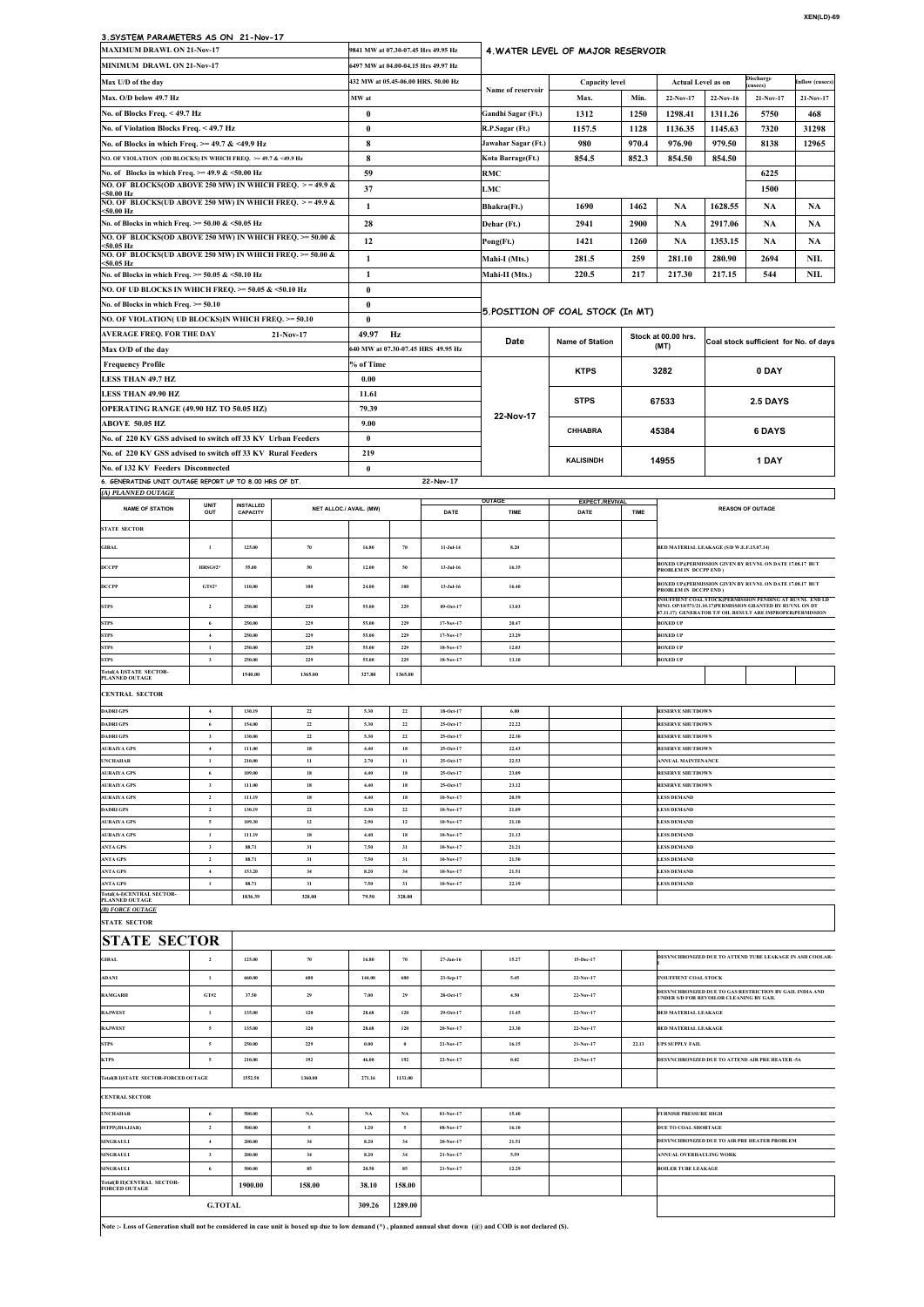XEN(LD)-69

## 3.SYSTEM PARAMETERS AS ON 21-Nov-17

| | |
|---|---|
| MAXIMUM DRAWL ON 21-Nov-17 | 9841 MW at 07.30-07.45 Hrs 49.95 Hz |
| MINIMUM DRAWL ON 21-Nov-17 | 6497 MW at 04.00-04.15 Hrs 49.97 Hz |
| Max U/D of the day | 432 MW at 05.45-06.00 HRS. 50.00 Hz |
| Max. O/D below 49.7 Hz | MW at |
| No. of Blocks Freq. < 49.7 Hz | 0 |
| No. of Violation Blocks Freq. < 49.7 Hz | 0 |
| No. of Blocks in which Freq. >= 49.7 & <49.9 Hz | 8 |
| NO. OF VIOLATION (OD BLOCKS) IN WHICH FREQ. >= 49.7 & <49.9 Hz | 8 |
| No. of Blocks in which Freq. >= 49.9 & <50.00 Hz | 59 |
| NO. OF BLOCKS(OD ABOVE 250 MW) IN WHICH FREQ. > = 49.9 & <50.00 Hz | 37 |
| NO. OF BLOCKS(UD ABOVE 250 MW) IN WHICH FREQ. > = 49.9 & <50.00 Hz | 1 |
| No. of Blocks in which Freq. >= 50.00 & <50.05 Hz | 28 |
| NO. OF BLOCKS(OD ABOVE 250 MW) IN WHICH FREQ. >= 50.00 & <50.05 Hz | 12 |
| NO. OF BLOCKS(UD ABOVE 250 MW) IN WHICH FREQ. >= 50.00 & <50.05 Hz | 1 |
| No. of Blocks in which Freq. >= 50.05 & <50.10 Hz | 1 |
| NO. OF UD BLOCKS IN WHICH FREQ. >= 50.05 & <50.10 Hz | 0 |
| No. of Blocks in which Freq. >= 50.10 | 0 |
| NO. OF VIOLATION( UD BLOCKS)IN WHICH FREQ. >= 50.10 | 0 |
| AVERAGE FREQ. FOR THE DAY 21-Nov-17 | 49.97 Hz |
| Max O/D of the day | 640 MW at 07.30-07.45 HRS 49.95 Hz |
| **Frequency Profile** | **% of Time** |
| LESS THAN 49.7 HZ | 0.00 |
| LESS THAN 49.90 HZ | 11.61 |
| OPERATING RANGE (49.90 HZ TO 50.05 HZ) | 79.39 |
| ABOVE 50.05 HZ | 9.00 |
| No. of 220 KV GSS advised to switch off 33 KV Urban Feeders | 0 |
| No. of 220 KV GSS advised to switch off 33 KV Rural Feeders | 219 |
| No. of 132 KV Feeders Disconnected | 0 |

## 4.WATER LEVEL OF MAJOR RESERVOIR

| Name of reservoir | Capacity level | | Actual Level as on | | Discharge (cusecs) | Inflow (cusecs) |
|---|---|---|---|---|---|---|
| | Max. | Min. | 22-Nov-17 | 22-Nov-16 | 21-Nov-17 | 21-Nov-17 |
| Gandhi Sagar (Ft.) | 1312 | 1250 | 1298.41 | 1311.26 | 5750 | 468 |
| R.P.Sagar (Ft.) | 1157.5 | 1128 | 1136.35 | 1145.63 | 7320 | 31298 |
| Jawahar Sagar (Ft.) | 980 | 970.4 | 976.90 | 979.50 | 8138 | 12965 |
| Kota Barrage(Ft.) | 854.5 | 852.3 | 854.50 | 854.50 | | |
| RMC | | | | | 6225 | |
| LMC | | | | | 1500 | |
| Bhakra(Ft.) | 1690 | 1462 | NA | 1628.55 | NA | NA |
| Dehar (Ft.) | 2941 | 2900 | NA | 2917.06 | NA | NA |
| Pong(Ft.) | 1421 | 1260 | NA | 1353.15 | NA | NA |
| Mahi-I (Mts.) | 281.5 | 259 | 281.10 | 280.90 | 2694 | NIL |
| Mahi-II (Mts.) | 220.5 | 217 | 217.30 | 217.15 | 544 | NIL |

## 5.POSITION OF COAL STOCK (In MT)

| Date | Name of Station | Stock at 00.00 hrs. (MT) | Coal stock sufficient for No. of days |
|---|---|---|---|
| 22-Nov-17 | KTPS | 3282 | 0 DAY |
| | STPS | 67533 | 2.5 DAYS |
| | CHHABRA | 45384 | 6 DAYS |
| | KALISINDH | 14955 | 1 DAY |

## 6. GENERATING UNIT OUTAGE REPORT UP TO 8.00 HRS OF DT. 22-Nov-17

### (A) PLANNED OUTAGE

| NAME OF STATION | UNIT OUT | INSTALLED CAPACITY | NET ALLOC./ AVAIL. (MW) | | | OUTAGE DATE | OUTAGE TIME | EXPECT./REVIVAL DATE | TIME | REASON OF OUTAGE |
|---|---|---|---|---|---|---|---|---|---|---|
| **STATE SECTOR** | | | | | | | | | | |
| GIRAL | 1 | 125.00 | 70 | 16.80 | 70 | 11-Jul-14 | 8.20 | | | BED MATERIAL LEAKAGE (S/D W.E.F.15.07.14) |
| DCCPP | HRSG#2* | 55.00 | 50 | 12.00 | 50 | 13-Jul-16 | 16.35 | | | BOXED UP(PERMISSION GIVEN BY RUVNL ON DATE 17.08.17 BUT PROBLEM IN DCCPP END) |
| DCCPP | GT#2* | 110.00 | 100 | 24.00 | 100 | 13-Jul-16 | 16.40 | | | BOXED UP(PERMISSION GIVEN BY RUVNL ON DATE 17.08.17 BUT PROBLEM IN DCCPP END) |
| STPS | 2 | 250.00 | 229 | 55.00 | 229 | 09-Oct-17 | 13.03 | | | INSUFFIENT COAL STOCK(PERMISSION PENDING AT RUVNL END LD MNO. OP/10/571/21.10.17)(PERMISSION GRANTED BY RUVNL ON DT 07.11.17) GENERATOR T/F OIL RESULT ARE IMPROPER(PERMISSION |
| STPS | 6 | 250.00 | 229 | 55.00 | 229 | 17-Nov-17 | 20.47 | | | BOXED UP |
| STPS | 4 | 250.00 | 229 | 55.00 | 229 | 17-Nov-17 | 23.29 | | | BOXED UP |
| STPS | 1 | 250.00 | 229 | 55.00 | 229 | 18-Nov-17 | 12.03 | | | BOXED UP |
| STPS | 3 | 250.00 | 229 | 55.00 | 229 | 18-Nov-17 | 13.10 | | | BOXED UP |
| Total(A I)STATE SECTOR-PLANNED OUTAGE | | 1540.00 | 1365.00 | 327.80 | 1365.00 | | | | | |
| **CENTRAL SECTOR** | | | | | | | | | | |
| DADRI GPS | 4 | 130.19 | 22 | 5.30 | 22 | 18-Oct-17 | 6.00 | | | RESERVE SHUTDOWN |
| DADRI GPS | 6 | 154.00 | 22 | 5.30 | 22 | 25-Oct-17 | 22.22 | | | RESERVE SHUTDOWN |
| DADRI GPS | 3 | 130.00 | 22 | 5.30 | 22 | 25-Oct-17 | 22.30 | | | RESERVE SHUTDOWN |
| AURAIYA GPS | 4 | 111.00 | 18 | 4.40 | 18 | 25-Oct-17 | 22.43 | | | RESERVE SHUTDOWN |
| UNCHAHAR | 1 | 210.00 | 11 | 2.70 | 11 | 25-Oct-17 | 22.53 | | | ANNUAL MAINTENANCE |
| AURAIYA GPS | 6 | 109.00 | 18 | 4.40 | 18 | 25-Oct-17 | 23.09 | | | RESERVE SHUTDOWN |
| AURAIYA GPS | 3 | 111.00 | 18 | 4.40 | 18 | 25-Oct-17 | 23.12 | | | RESERVE SHUTDOWN |
| AURAIYA GPS | 2 | 111.19 | 18 | 4.40 | 18 | 16-Nov-17 | 20.59 | | | LESS DEMAND |
| DADRI GPS | 2 | 130.19 | 22 | 5.30 | 22 | 16-Nov-17 | 21.09 | | | LESS DEMAND |
| AURAIYA GPS | 5 | 109.30 | 12 | 2.90 | 12 | 16-Nov-17 | 21.10 | | | LESS DEMAND |
| AURAIYA GPS | 1 | 111.19 | 18 | 4.40 | 18 | 16-Nov-17 | 21.13 | | | LESS DEMAND |
| ANTA GPS | 3 | 88.71 | 31 | 7.50 | 31 | 16-Nov-17 | 21.21 | | | LESS DEMAND |
| ANTA GPS | 2 | 88.71 | 31 | 7.50 | 31 | 16-Nov-17 | 21.50 | | | LESS DEMAND |
| ANTA GPS | 4 | 153.20 | 34 | 8.20 | 34 | 16-Nov-17 | 21.51 | | | LESS DEMAND |
| ANTA GPS | 1 | 88.71 | 31 | 7.50 | 31 | 16-Nov-17 | 22.19 | | | LESS DEMAND |
| Total(A-I)CENTRAL SECTOR-PLANNED OUTAGE | | 1836.39 | 328.00 | 79.50 | 328.00 | | | | | |

### (B) FORCE OUTAGE

| NAME OF STATION | UNIT OUT | INSTALLED CAPACITY | NET ALLOC./ AVAIL. (MW) | | | OUTAGE DATE | OUTAGE TIME | EXPECT./REVIVAL DATE | TIME | REASON OF OUTAGE |
|---|---|---|---|---|---|---|---|---|---|---|
| **STATE SECTOR** | | | | | | | | | | |
| GIRAL | 2 | 125.00 | 70 | 16.80 | 70 | 27-Jan-16 | 15.27 | 15-Dec-17 | | DESYNCHRONIZED DUE TO ATTEND TUBE LEAKAGE IN ASH COOLAR-1 |
| ADANI | 1 | 660.00 | 600 | 144.00 | 600 | 23-Sep-17 | 5.45 | 22-Nov-17 | | INSUFFIENT COAL STOCK |
| RAMGARH | GT#2 | 37.50 | 29 | 7.00 | 29 | 28-Oct-17 | 4.50 | 22-Nov-17 | | DESYNCHRONIZED DUE TO GAS RESTRICTION BY GAIL INDIA AND UNDER S/D FOR REVOILOR CLEANING BY GAIL |
| RAJWEST | 1 | 135.00 | 120 | 28.68 | 120 | 29-Oct-17 | 11.45 | 22-Nov-17 | | BED MATERIAL LEAKAGE |
| RAJWEST | 5 | 135.00 | 120 | 28.68 | 120 | 20-Nov-17 | 23.30 | 22-Nov-17 | | BED MATERIAL LEAKAGE |
| STPS | 5 | 250.00 | 229 | 0.00 | 0 | 21-Nov-17 | 16.15 | 21-Nov-17 | 22.13 | UPS SUPPLY FAIL |
| KTPS | 5 | 210.00 | 192 | 46.00 | 192 | 22-Nov-17 | 0.02 | 23-Nov-17 | | DESYNCHRONIZED DUE TO ATTEND AIR PRE HEATER -5A |
| Total(B I)STATE SECTOR-FORCED OUTAGE | | 1552.50 | 1360.00 | 271.16 | 1131.00 | | | | | |
| **CENTRAL SECTOR** | | | | | | | | | | |
| UNCHAHAR | 6 | 500.00 | NA | NA | NA | 01-Nov-17 | 15.40 | | | FURNISH PRESSURE HIGH |
| ISTPP(JHAJJAR) | 2 | 500.00 | 5 | 1.20 | 5 | 08-Nov-17 | 16.10 | | | DUE TO COAL SHORTAGE |
| SINGRAULI | 4 | 200.00 | 34 | 8.20 | 34 | 20-Nov-17 | 21.51 | | | DESYNCHRONIZED DUE TO AIR PRE HEATER PROBLEM |
| SINGRAULI | 3 | 200.00 | 34 | 8.20 | 34 | 21-Nov-17 | 5.59 | | | ANNUAL OVERHAULING WORK |
| SINGRAULI | 6 | 500.00 | 85 | 20.50 | 85 | 21-Nov-17 | 12.29 | | | BOILER TUBE LEAKAGE |
| Total(B II)CENTRAL SECTOR-FORCED OUTAGE | | 1900.00 | 158.00 | 38.10 | 158.00 | | | | | |
| G.TOTAL | | | | 309.26 | 1289.00 | | | | | |

Note :- Loss of Generation shall not be considered in case unit is boxed up due to low demand (*) , planned annual shut down (@) and COD is not declared ($).